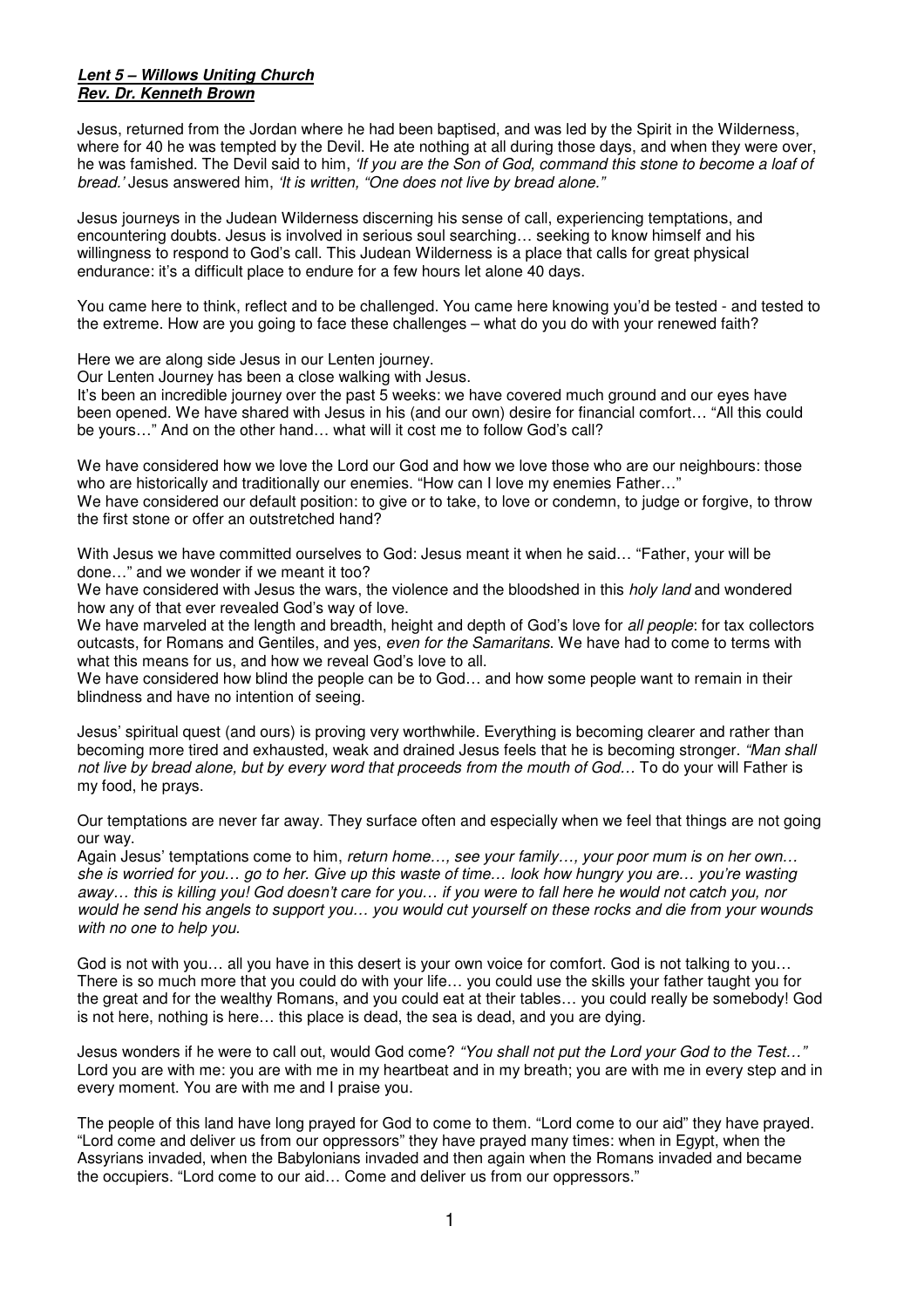***Lent 5 – Willows Uniting Church***
***Rev. Dr. Kenneth Brown***

Jesus, returned from the Jordan where he had been baptised, and was led by the Spirit in the Wilderness, where for 40 he was tempted by the Devil. He ate nothing at all during those days, and when they were over, he was famished. The Devil said to him, *'If you are the Son of God, command this stone to become a loaf of bread.'* Jesus answered him, *'It is written, "One does not live by bread alone."*

Jesus journeys in the Judean Wilderness discerning his sense of call, experiencing temptations, and encountering doubts. Jesus is involved in serious soul searching… seeking to know himself and his willingness to respond to God's call. This Judean Wilderness is a place that calls for great physical endurance: it's a difficult place to endure for a few hours let alone 40 days.

You came here to think, reflect and to be challenged. You came here knowing you'd be tested - and tested to the extreme. How are you going to face these challenges – what do you do with your renewed faith?

Here we are along side Jesus in our Lenten journey.
Our Lenten Journey has been a close walking with Jesus.
It's been an incredible journey over the past 5 weeks: we have covered much ground and our eyes have been opened. We have shared with Jesus in his (and our own) desire for financial comfort… "All this could be yours…" And on the other hand… what will it cost me to follow God's call?

We have considered how we love the Lord our God and how we love those who are our neighbours: those who are historically and traditionally our enemies. "How can I love my enemies Father…"
We have considered our default position: to give or to take, to love or condemn, to judge or forgive, to throw the first stone or offer an outstretched hand?

With Jesus we have committed ourselves to God: Jesus meant it when he said… "Father, your will be done…" and we wonder if we meant it too?
We have considered with Jesus the wars, the violence and the bloodshed in this *holy land* and wondered how any of that ever revealed God's way of love.
We have marveled at the length and breadth, height and depth of God's love for *all people*: for tax collectors outcasts, for Romans and Gentiles, and yes, *even for the Samaritans*. We have had to come to terms with what this means for us, and how we reveal God's love to all.
We have considered how blind the people can be to God… and how some people want to remain in their blindness and have no intention of seeing.

Jesus' spiritual quest (and ours) is proving very worthwhile. Everything is becoming clearer and rather than becoming more tired and exhausted, weak and drained Jesus feels that he is becoming stronger. *"Man shall not live by bread alone, but by every word that proceeds from the mouth of God…* To do your will Father is my food, he prays.

Our temptations are never far away. They surface often and especially when we feel that things are not going our way.
Again Jesus' temptations come to him, *return home…, see your family…, your poor mum is on her own… she is worried for you… go to her. Give up this waste of time… look how hungry you are… you're wasting away… this is killing you! God doesn't care for you… if you were to fall here he would not catch you, nor would he send his angels to support you… you would cut yourself on these rocks and die from your wounds with no one to help you.*

God is not with you… all you have in this desert is your own voice for comfort. God is not talking to you… There is so much more that you could do with your life… you could use the skills your father taught you for the great and for the wealthy Romans, and you could eat at their tables… you could really be somebody! God is not here, nothing is here… this place is dead, the sea is dead, and you are dying.

Jesus wonders if he were to call out, would God come? *"You shall not put the Lord your God to the Test…"* Lord you are with me: you are with me in my heartbeat and in my breath; you are with me in every step and in every moment. You are with me and I praise you.

The people of this land have long prayed for God to come to them. "Lord come to our aid" they have prayed. "Lord come and deliver us from our oppressors" they have prayed many times: when in Egypt, when the Assyrians invaded, when the Babylonians invaded and then again when the Romans invaded and became the occupiers. "Lord come to our aid… Come and deliver us from our oppressors."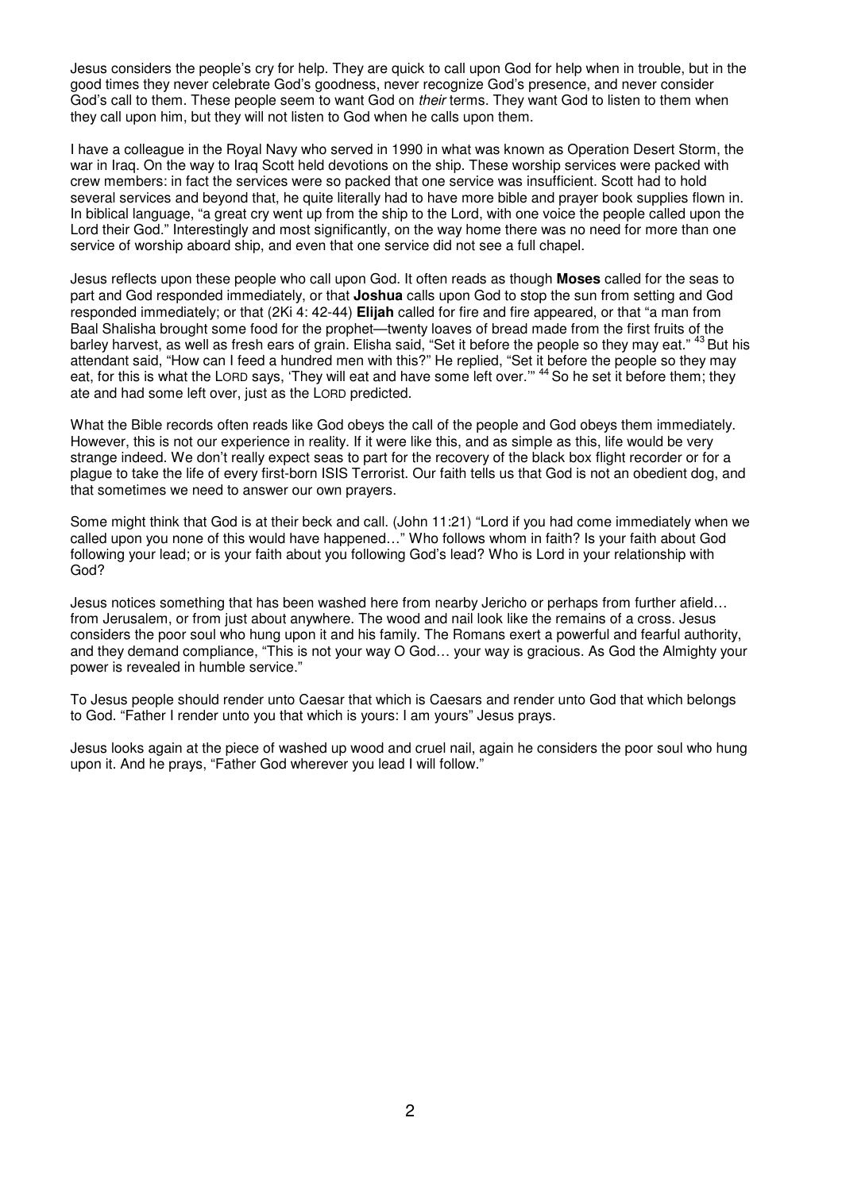Jesus considers the people's cry for help. They are quick to call upon God for help when in trouble, but in the good times they never celebrate God's goodness, never recognize God's presence, and never consider God's call to them. These people seem to want God on *their* terms. They want God to listen to them when they call upon him, but they will not listen to God when he calls upon them.

I have a colleague in the Royal Navy who served in 1990 in what was known as Operation Desert Storm, the war in Iraq. On the way to Iraq Scott held devotions on the ship. These worship services were packed with crew members: in fact the services were so packed that one service was insufficient. Scott had to hold several services and beyond that, he quite literally had to have more bible and prayer book supplies flown in. In biblical language, "a great cry went up from the ship to the Lord, with one voice the people called upon the Lord their God." Interestingly and most significantly, on the way home there was no need for more than one service of worship aboard ship, and even that one service did not see a full chapel.

Jesus reflects upon these people who call upon God. It often reads as though **Moses** called for the seas to part and God responded immediately, or that **Joshua** calls upon God to stop the sun from setting and God responded immediately; or that (2Ki 4: 42-44) **Elijah** called for fire and fire appeared, or that "a man from Baal Shalisha brought some food for the prophet—twenty loaves of bread made from the first fruits of the barley harvest, as well as fresh ears of grain. Elisha said, "Set it before the people so they may eat." [43] But his attendant said, "How can I feed a hundred men with this?" He replied, "Set it before the people so they may eat, for this is what the LORD says, 'They will eat and have some left over.'" [44] So he set it before them; they ate and had some left over, just as the LORD predicted.

What the Bible records often reads like God obeys the call of the people and God obeys them immediately. However, this is not our experience in reality. If it were like this, and as simple as this, life would be very strange indeed. We don't really expect seas to part for the recovery of the black box flight recorder or for a plague to take the life of every first-born ISIS Terrorist. Our faith tells us that God is not an obedient dog, and that sometimes we need to answer our own prayers.

Some might think that God is at their beck and call. (John 11:21) "Lord if you had come immediately when we called upon you none of this would have happened…" Who follows whom in faith? Is your faith about God following your lead; or is your faith about you following God's lead? Who is Lord in your relationship with God?

Jesus notices something that has been washed here from nearby Jericho or perhaps from further afield… from Jerusalem, or from just about anywhere. The wood and nail look like the remains of a cross. Jesus considers the poor soul who hung upon it and his family. The Romans exert a powerful and fearful authority, and they demand compliance, "This is not your way O God… your way is gracious. As God the Almighty your power is revealed in humble service."

To Jesus people should render unto Caesar that which is Caesars and render unto God that which belongs to God. "Father I render unto you that which is yours: I am yours" Jesus prays.

Jesus looks again at the piece of washed up wood and cruel nail, again he considers the poor soul who hung upon it. And he prays, "Father God wherever you lead I will follow."